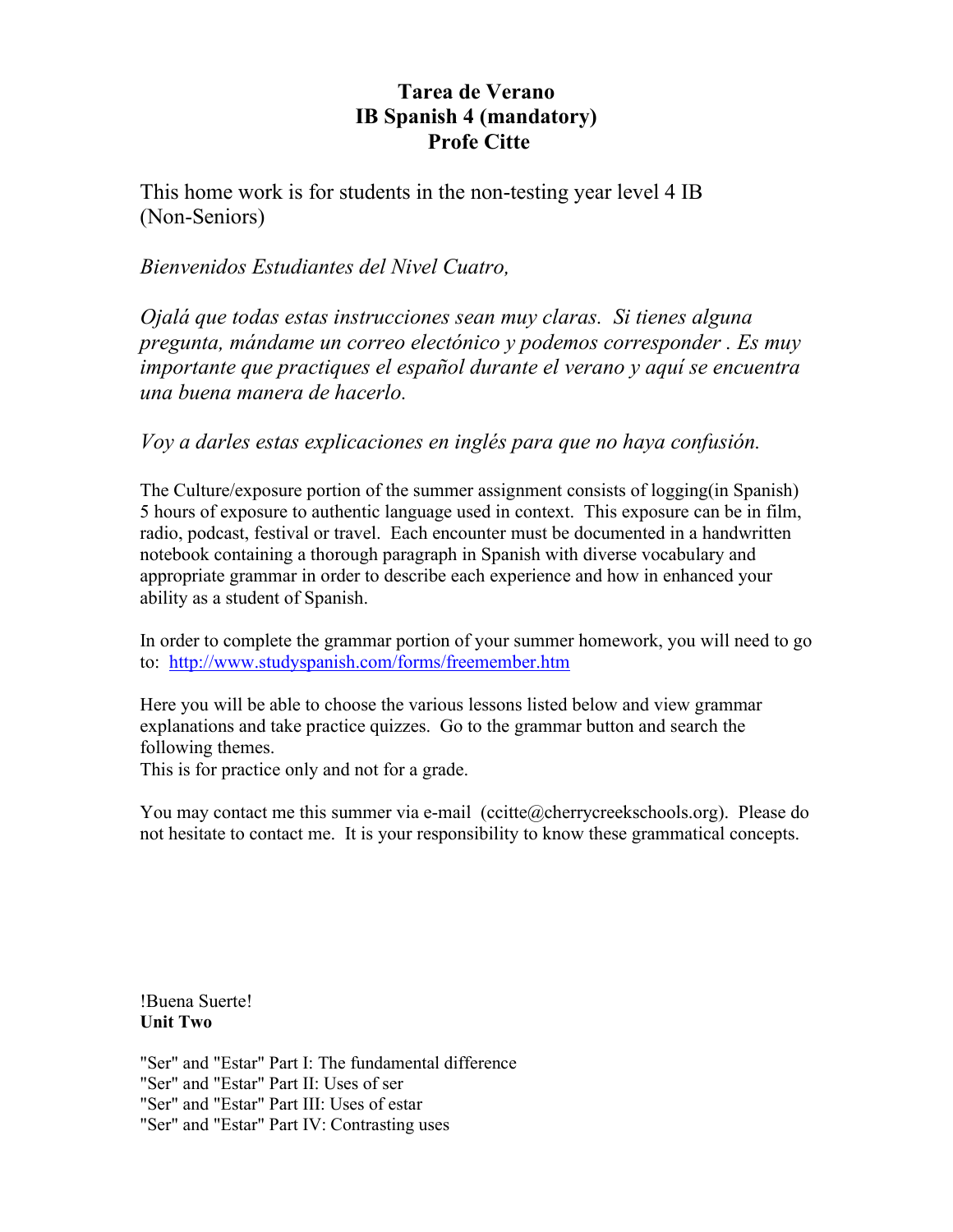# Tarea de Verano
## IB Spanish 4 (mandatory)
## Profe Citte

This home work is for students in the non-testing year level 4 IB (Non-Seniors)

*Bienvenidos Estudiantes del Nivel Cuatro,*

*Ojalá que todas estas instrucciones sean muy claras. Si tienes alguna pregunta, mándame un correo electónico y podemos corresponder . Es muy importante que practiques el español durante el verano y aquí se encuentra una buena manera de hacerlo.*

*Voy a darles estas explicaciones en inglés para que no haya confusión.*

The Culture/exposure portion of the summer assignment consists of logging(in Spanish) 5 hours of exposure to authentic language used in context. This exposure can be in film, radio, podcast, festival or travel. Each encounter must be documented in a handwritten notebook containing a thorough paragraph in Spanish with diverse vocabulary and appropriate grammar in order to describe each experience and how in enhanced your ability as a student of Spanish.

In order to complete the grammar portion of your summer homework, you will need to go to: [http://www.studyspanish.com/forms/freemember.htm](http://www.studyspanish.com/forms/freemember.htm)

Here you will be able to choose the various lessons listed below and view grammar explanations and take practice quizzes. Go to the grammar button and search the following themes.
This is for practice only and not for a grade.

You may contact me this summer via e-mail (ccitte@cherrycreekschools.org). Please do not hesitate to contact me. It is your responsibility to know these grammatical concepts.

!Buena Suerte!
**Unit Two**

"Ser" and "Estar" Part I: The fundamental difference
"Ser" and "Estar" Part II: Uses of ser
"Ser" and "Estar" Part III: Uses of estar
"Ser" and "Estar" Part IV: Contrasting uses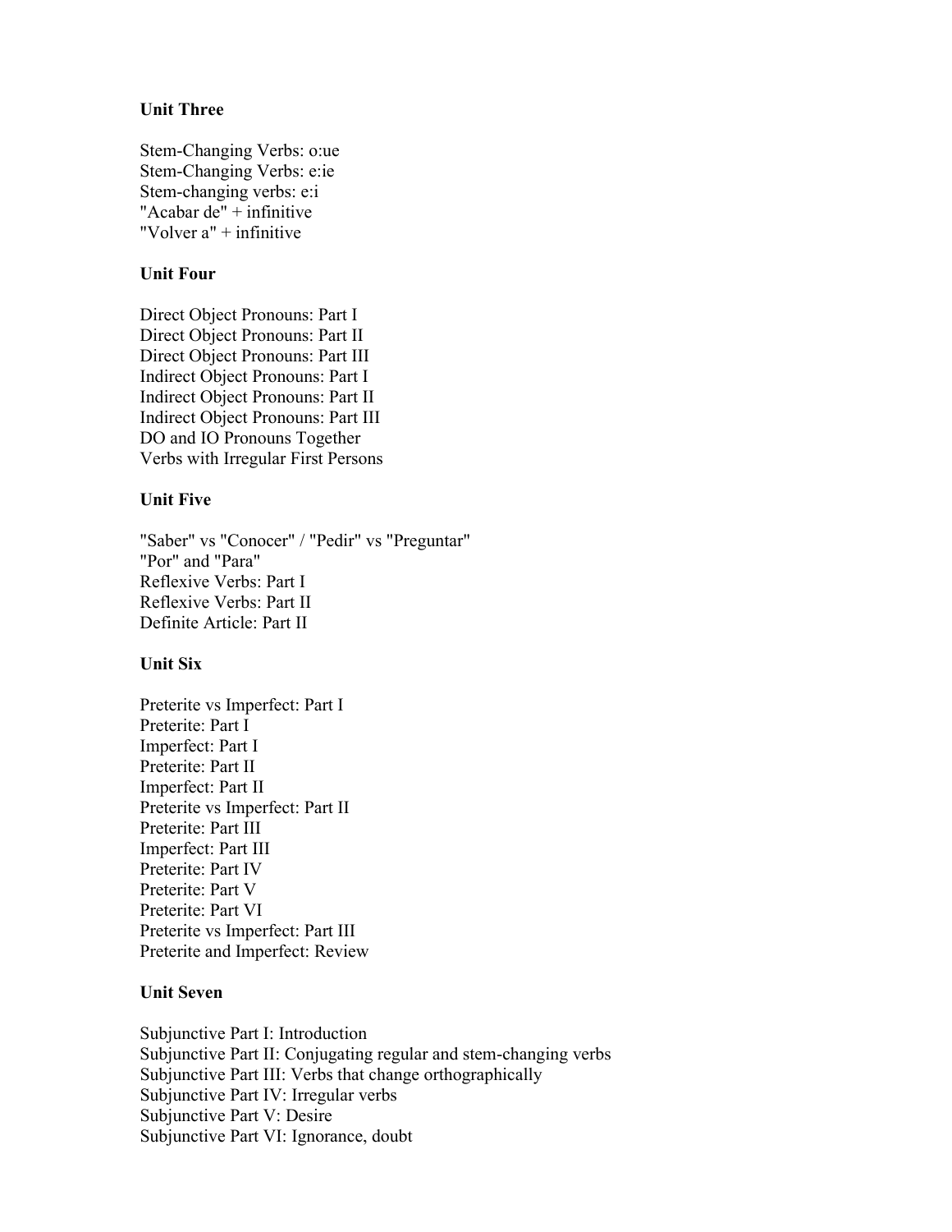**Unit Three**

Stem-Changing Verbs: o:ue
Stem-Changing Verbs: e:ie
Stem-changing verbs: e:i
"Acabar de" + infinitive
"Volver a" + infinitive

**Unit Four**

Direct Object Pronouns: Part I
Direct Object Pronouns: Part II
Direct Object Pronouns: Part III
Indirect Object Pronouns: Part I
Indirect Object Pronouns: Part II
Indirect Object Pronouns: Part III
DO and IO Pronouns Together
Verbs with Irregular First Persons

**Unit Five**

"Saber" vs "Conocer" / "Pedir" vs "Preguntar"
"Por" and "Para"
Reflexive Verbs: Part I
Reflexive Verbs: Part II
Definite Article: Part II

**Unit Six**

Preterite vs Imperfect: Part I
Preterite: Part I
Imperfect: Part I
Preterite: Part II
Imperfect: Part II
Preterite vs Imperfect: Part II
Preterite: Part III
Imperfect: Part III
Preterite: Part IV
Preterite: Part V
Preterite: Part VI
Preterite vs Imperfect: Part III
Preterite and Imperfect: Review

**Unit Seven**

Subjunctive Part I: Introduction
Subjunctive Part II: Conjugating regular and stem-changing verbs
Subjunctive Part III: Verbs that change orthographically
Subjunctive Part IV: Irregular verbs
Subjunctive Part V: Desire
Subjunctive Part VI: Ignorance, doubt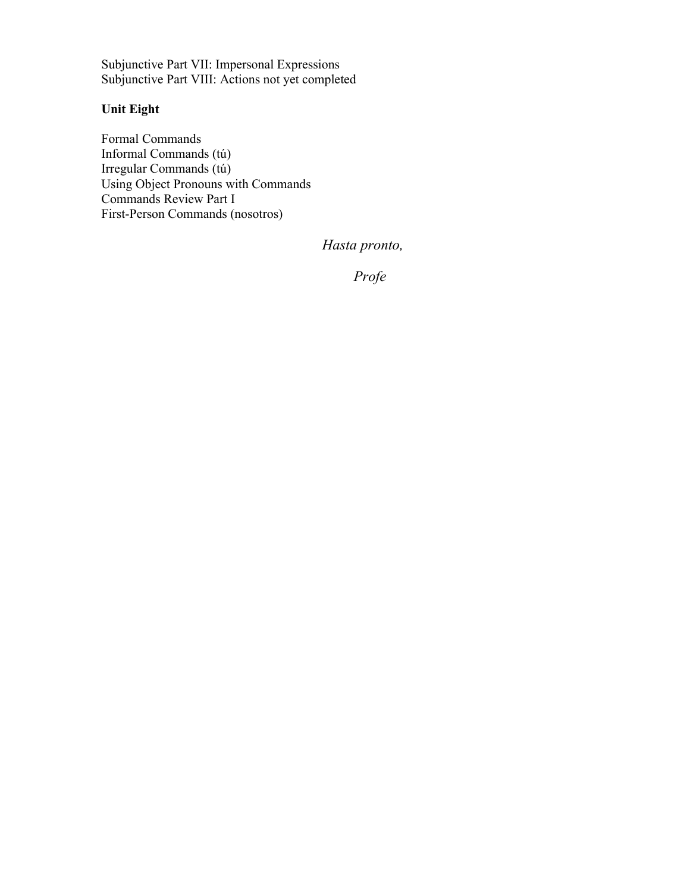Subjunctive Part VII: Impersonal Expressions
Subjunctive Part VIII: Actions not yet completed

**Unit Eight**

Formal Commands
Informal Commands (tú)
Irregular Commands (tú)
Using Object Pronouns with Commands
Commands Review Part I
First-Person Commands (nosotros)

*Hasta pronto,*

*Profe*